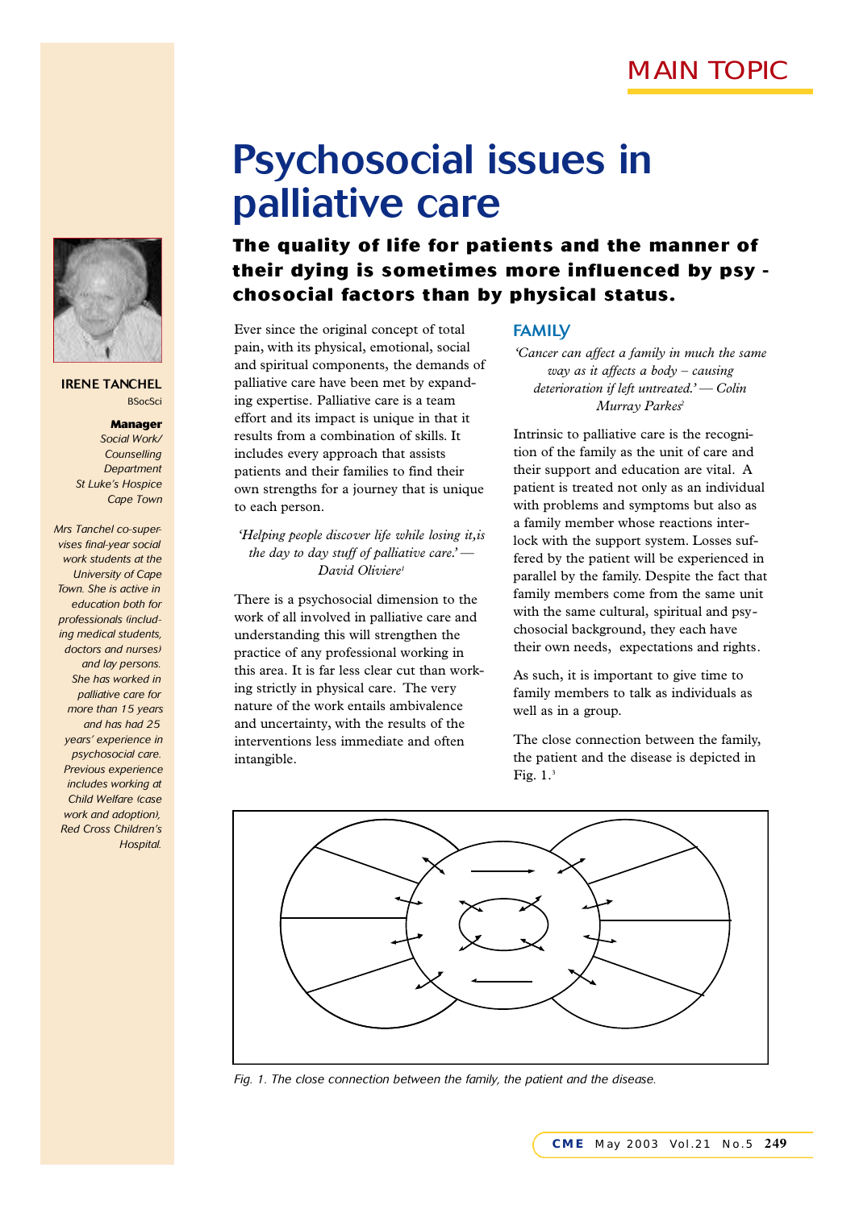MAIN TOPIC

# Psychosocial issues in palliative care

**The quality of life for patients and the manner of their dying is sometimes more influenced by psychosocial factors than by physical status.**

**IRENE TANCHEL**
BSocSci

**Manager**
*Social Work/ Counselling Department*
*St Luke's Hospice*
*Cape Town*

*Mrs Tanchel co-supervises final-year social work students at the University of Cape Town. She is active in education both for professionals (including medical students, doctors and nurses) and lay persons. She has worked in palliative care for more than 15 years and has had 25 years' experience in psychosocial care. Previous experience includes working at Child Welfare (case work and adoption), Red Cross Children's Hospital.*

Ever since the original concept of total pain, with its physical, emotional, social and spiritual components, the demands of palliative care have been met by expanding expertise. Palliative care is a team effort and its impact is unique in that it results from a combination of skills. It includes every approach that assists patients and their families to find their own strengths for a journey that is unique to each person.

*'Helping people discover life while losing it,is the day to day stuff of palliative care.' — David Oliviere*[1]

There is a psychosocial dimension to the work of all involved in palliative care and understanding this will strengthen the practice of any professional working in this area. It is far less clear cut than working strictly in physical care. The very nature of the work entails ambivalence and uncertainty, with the results of the interventions less immediate and often intangible.

## FAMILY

*'Cancer can affect a family in much the same way as it affects a body – causing deterioration if left untreated.' — Colin Murray Parkes*[2]

Intrinsic to palliative care is the recognition of the family as the unit of care and their support and education are vital. A patient is treated not only as an individual with problems and symptoms but also as a family member whose reactions interlock with the support system. Losses suffered by the patient will be experienced in parallel by the family. Despite the fact that family members come from the same unit with the same cultural, spiritual and psychosocial background, they each have their own needs, expectations and rights.

As such, it is important to give time to family members to talk as individuals as well as in a group.

The close connection between the family, the patient and the disease is depicted in Fig. 1.[3]

*Fig. 1. The close connection between the family, the patient and the disease.*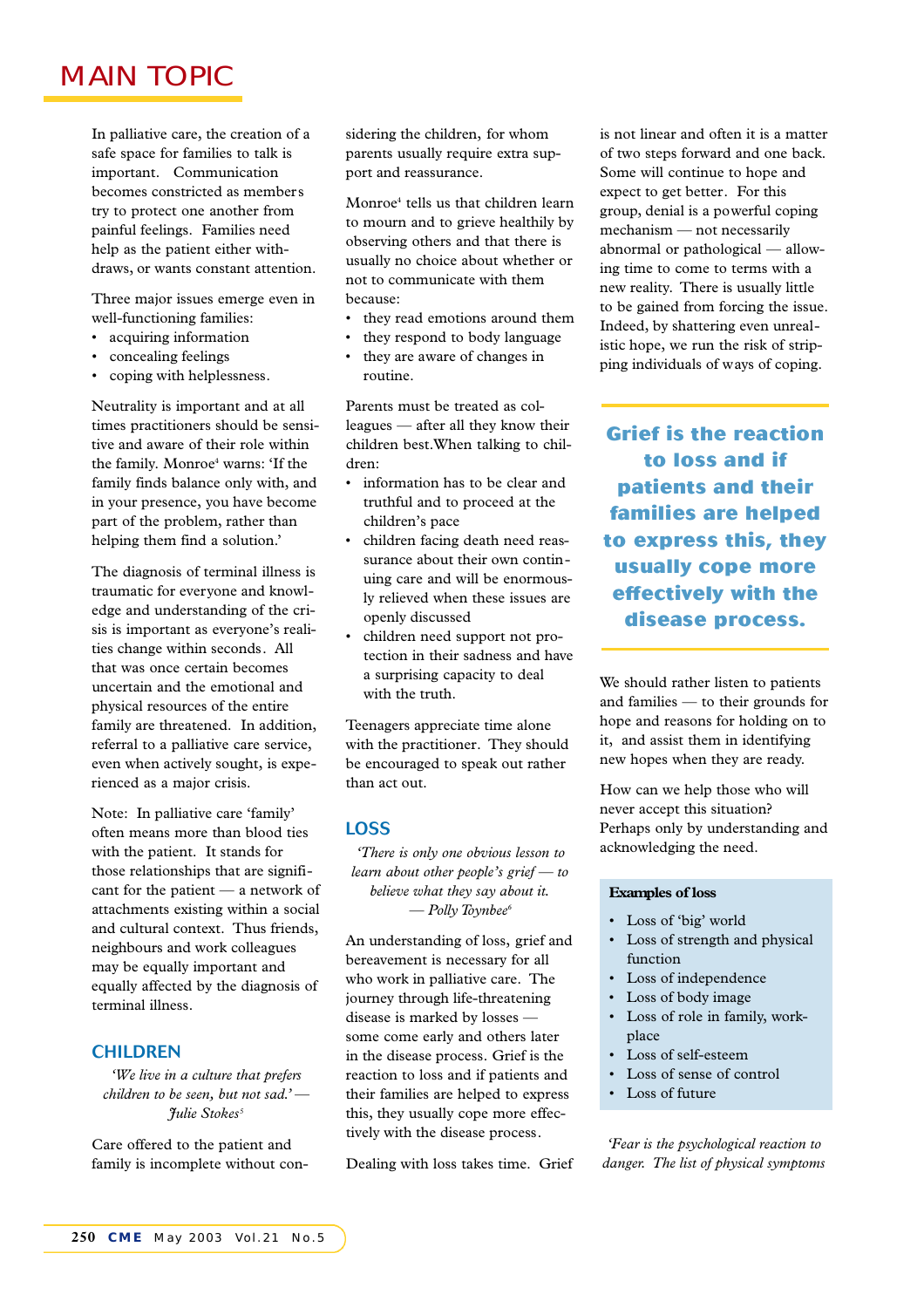# MAIN TOPIC

In palliative care, the creation of a safe space for families to talk is important. Communication becomes constricted as members try to protect one another from painful feelings. Families need help as the patient either withdraws, or wants constant attention.

Three major issues emerge even in well-functioning families:

- acquiring information
- concealing feelings
- coping with helplessness.

Neutrality is important and at all times practitioners should be sensitive and aware of their role within the family. Monroe[4] warns: 'If the family finds balance only with, and in your presence, you have become part of the problem, rather than helping them find a solution.'

The diagnosis of terminal illness is traumatic for everyone and knowledge and understanding of the crisis is important as everyone's realities change within seconds. All that was once certain becomes uncertain and the emotional and physical resources of the entire family are threatened. In addition, referral to a palliative care service, even when actively sought, is experienced as a major crisis.

Note: In palliative care 'family' often means more than blood ties with the patient. It stands for those relationships that are significant for the patient — a network of attachments existing within a social and cultural context. Thus friends, neighbours and work colleagues may be equally important and equally affected by the diagnosis of terminal illness.

## CHILDREN

*'We live in a culture that prefers children to be seen, but not sad.' — Julie Stokes[5]*

Care offered to the patient and family is incomplete without considering the children, for whom parents usually require extra support and reassurance.

Monroe[4] tells us that children learn to mourn and to grieve healthily by observing others and that there is usually no choice about whether or not to communicate with them because:

- they read emotions around them
- they respond to body language
- they are aware of changes in routine.

Parents must be treated as colleagues — after all they know their children best.When talking to children:

- information has to be clear and truthful and to proceed at the children's pace
- children facing death need reassurance about their own continuing care and will be enormously relieved when these issues are openly discussed
- children need support not protection in their sadness and have a surprising capacity to deal with the truth.

Teenagers appreciate time alone with the practitioner. They should be encouraged to speak out rather than act out.

## LOSS

*'There is only one obvious lesson to learn about other people's grief — to believe what they say about it. — Polly Toynbee[6]*

An understanding of loss, grief and bereavement is necessary for all who work in palliative care. The journey through life-threatening disease is marked by losses — some come early and others later in the disease process. Grief is the reaction to loss and if patients and their families are helped to express this, they usually cope more effectively with the disease process.

Dealing with loss takes time. Grief is not linear and often it is a matter of two steps forward and one back. Some will continue to hope and expect to get better. For this group, denial is a powerful coping mechanism — not necessarily abnormal or pathological — allowing time to come to terms with a new reality. There is usually little to be gained from forcing the issue. Indeed, by shattering even unrealistic hope, we run the risk of stripping individuals of ways of coping.

> **Grief is the reaction to loss and if patients and their families are helped to express this, they usually cope more effectively with the disease process.**

We should rather listen to patients and families — to their grounds for hope and reasons for holding on to it, and assist them in identifying new hopes when they are ready.

How can we help those who will never accept this situation? Perhaps only by understanding and acknowledging the need.

**Examples of loss**

- Loss of 'big' world
- Loss of strength and physical function
- Loss of independence
- Loss of body image
- Loss of role in family, workplace
- Loss of self-esteem
- Loss of sense of control
- Loss of future

*'Fear is the psychological reaction to danger. The list of physical symptoms*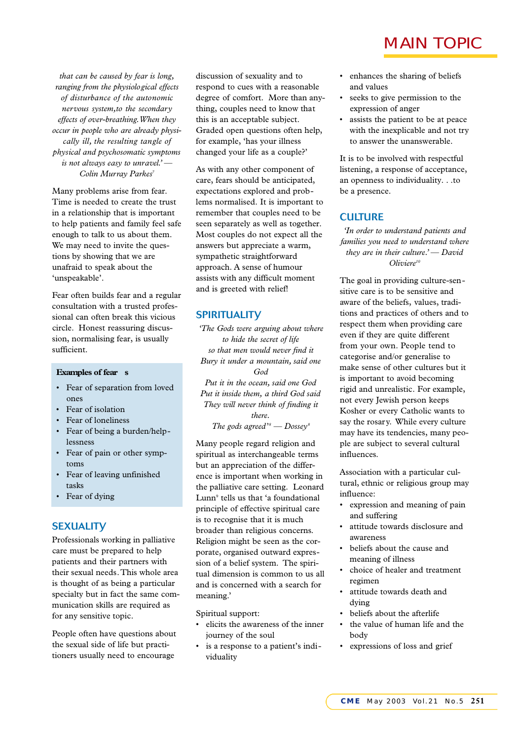*that can be caused by fear is long, ranging from the physiological effects of disturbance of the autonomic nervous system, to the secondary effects of over-breathing. When they occur in people who are already physically ill, the resulting tangle of physical and psychosomatic symptoms is not always easy to unravel.' — Colin Murray Parkes*[7]

Many problems arise from fear. Time is needed to create the trust in a relationship that is important to help patients and family feel safe enough to talk to us about them. We may need to invite the questions by showing that we are unafraid to speak about the 'unspeakable'.

Fear often builds fear and a regular consultation with a trusted professional can often break this vicious circle. Honest reassuring discussion, normalising fear, is usually sufficient.

> **Examples of fears**
>
> - Fear of separation from loved ones
> - Fear of isolation
> - Fear of loneliness
> - Fear of being a burden/helplessness
> - Fear of pain or other symptoms
> - Fear of leaving unfinished tasks
> - Fear of dying

## SEXUALITY

Professionals working in palliative care must be prepared to help patients and their partners with their sexual needs. This whole area is thought of as being a particular specialty but in fact the same communication skills are required as for any sensitive topic.

People often have questions about the sexual side of life but practitioners usually need to encourage discussion of sexuality and to respond to cues with a reasonable degree of comfort. More than anything, couples need to know that this is an acceptable subject. Graded open questions often help, for example, 'has your illness changed your life as a couple?'

As with any other component of care, fears should be anticipated, expectations explored and problems normalised. It is important to remember that couples need to be seen separately as well as together. Most couples do not expect all the answers but appreciate a warm, sympathetic straightforward approach. A sense of humour assists with any difficult moment and is greeted with relief!

## SPIRITUALITY

*'The Gods were arguing about where to hide the secret of life*
*so that men would never find it*
*Bury it under a mountain, said one God*
*Put it in the ocean, said one God*
*Put it inside them, a third God said*
*They will never think of finding it there.*
*The gods agreed'*[8] *— Dossey*[8]

Many people regard religion and spiritual as interchangeable terms but an appreciation of the difference is important when working in the palliative care setting. Leonard Lunn[9] tells us that 'a foundational principle of effective spiritual care is to recognise that it is much broader than religious concerns. Religion might be seen as the corporate, organised outward expression of a belief system. The spiritual dimension is common to us all and is concerned with a search for meaning.'

Spiritual support:

- elicits the awareness of the inner journey of the soul
- is a response to a patient's individuality
- enhances the sharing of beliefs and values
- seeks to give permission to the expression of anger
- assists the patient to be at peace with the inexplicable and not try to answer the unanswerable.

It is to be involved with respectful listening, a response of acceptance, an openness to individuality. . .to be a presence.

## CULTURE

*'In order to understand patients and families you need to understand where they are in their culture.' — David Oliviere*[10]

The goal in providing culture-sensitive care is to be sensitive and aware of the beliefs, values, traditions and practices of others and to respect them when providing care even if they are quite different from your own. People tend to categorise and/or generalise to make sense of other cultures but it is important to avoid becoming rigid and unrealistic. For example, not every Jewish person keeps Kosher or every Catholic wants to say the rosary. While every culture may have its tendencies, many people are subject to several cultural influences.

Association with a particular cultural, ethnic or religious group may influence:

- expression and meaning of pain and suffering
- attitude towards disclosure and awareness
- beliefs about the cause and meaning of illness
- choice of healer and treatment regimen
- attitude towards death and dying
- beliefs about the afterlife
- the value of human life and the body
- expressions of loss and grief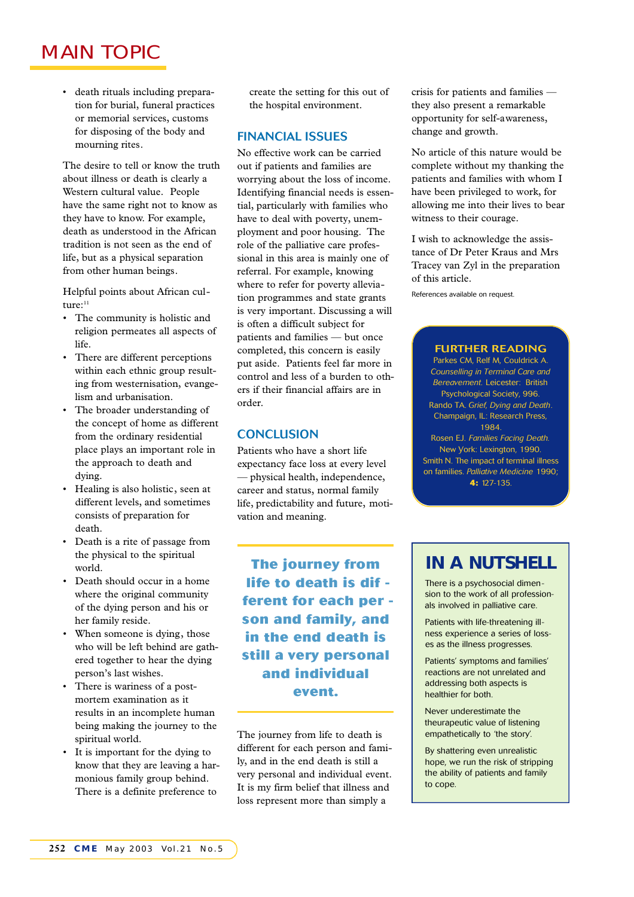- death rituals including preparation for burial, funeral practices or memorial services, customs for disposing of the body and mourning rites.

The desire to tell or know the truth about illness or death is clearly a Western cultural value. People have the same right not to know as they have to know. For example, death as understood in the African tradition is not seen as the end of life, but as a physical separation from other human beings.

Helpful points about African culture:[11]

- The community is holistic and religion permeates all aspects of life.
- There are different perceptions within each ethnic group resulting from westernisation, evangelism and urbanisation.
- The broader understanding of the concept of home as different from the ordinary residential place plays an important role in the approach to death and dying.
- Healing is also holistic, seen at different levels, and sometimes consists of preparation for death.
- Death is a rite of passage from the physical to the spiritual world.
- Death should occur in a home where the original community of the dying person and his or her family reside.
- When someone is dying, those who will be left behind are gathered together to hear the dying person's last wishes.
- There is wariness of a post-mortem examination as it results in an incomplete human being making the journey to the spiritual world.
- It is important for the dying to know that they are leaving a harmonious family group behind. There is a definite preference to create the setting for this out of the hospital environment.

## FINANCIAL ISSUES

No effective work can be carried out if patients and families are worrying about the loss of income. Identifying financial needs is essential, particularly with families who have to deal with poverty, unemployment and poor housing. The role of the palliative care professional in this area is mainly one of referral. For example, knowing where to refer for poverty alleviation programmes and state grants is very important. Discussing a will is often a difficult subject for patients and families — but once completed, this concern is easily put aside. Patients feel far more in control and less of a burden to others if their financial affairs are in order.

## CONCLUSION

Patients who have a short life expectancy face loss at every level — physical health, independence, career and status, normal family life, predictability and future, motivation and meaning.

**The journey from life to death is different for each person and family, and in the end death is still a very personal and individual event.**

The journey from life to death is different for each person and family, and in the end death is still a very personal and individual event. It is my firm belief that illness and loss represent more than simply a crisis for patients and families — they also present a remarkable opportunity for self-awareness, change and growth.

No article of this nature would be complete without my thanking the patients and families with whom I have been privileged to work, for allowing me into their lives to bear witness to their courage.

I wish to acknowledge the assistance of Dr Peter Kraus and Mrs Tracey van Zyl in the preparation of this article.

References available on request.

### FURTHER READING

Parkes CM, Relf M, Couldrick A. *Counselling in Terminal Care and Bereavement*. Leicester: British Psychological Society, 996.

Rando TA. *Grief, Dying and Death*. Champaign, IL: Research Press, 1984.

Rosen EJ. *Families Facing Death*. New York: Lexington, 1990.

Smith N. The impact of terminal illness on families. *Palliative Medicine* 1990; **4:** 127-135.

## IN A NUTSHELL

There is a psychosocial dimension to the work of all professionals involved in palliative care.

Patients with life-threatening illness experience a series of losses as the illness progresses.

Patients' symptoms and families' reactions are not unrelated and addressing both aspects is healthier for both.

Never underestimate the theurapeutic value of listening empathetically to 'the story'.

By shattering even unrealistic hope, we run the risk of stripping the ability of patients and family to cope.